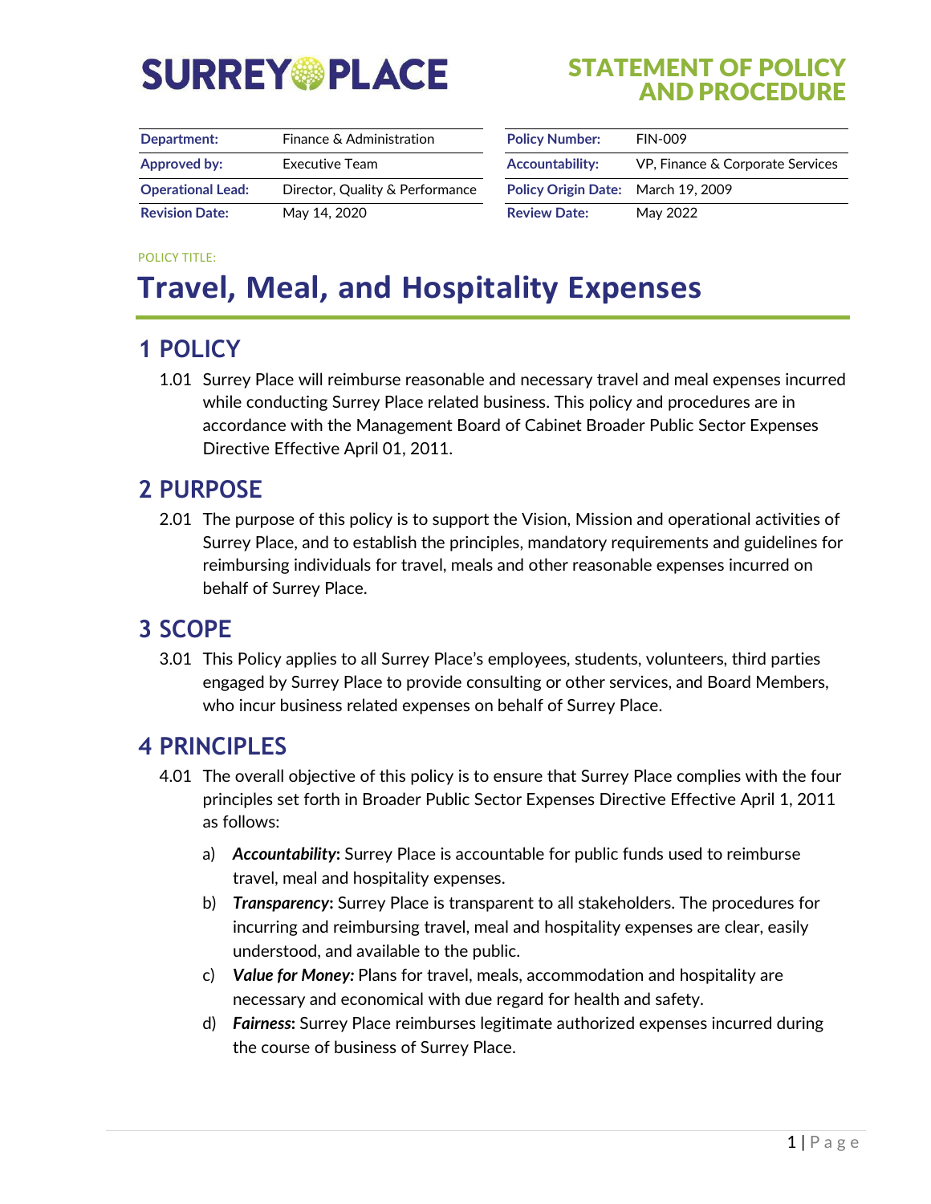SURREY PLACE

**STATEMENT OF POLICY AND PROCEDURE**

| Department: | Finance & Administration | Policy Number: | FIN-009 |
|---|---|---|---|
| Approved by: | Executive Team | Accountability: | VP, Finance & Corporate Services |
| Operational Lead: | Director, Quality & Performance | Policy Origin Date: | March 19, 2009 |
| Revision Date: | May 14, 2020 | Review Date: | May 2022 |

POLICY TITLE:

# Travel, Meal, and Hospitality Expenses

## 1 POLICY

1.01 Surrey Place will reimburse reasonable and necessary travel and meal expenses incurred while conducting Surrey Place related business. This policy and procedures are in accordance with the Management Board of Cabinet Broader Public Sector Expenses Directive Effective April 01, 2011.

## 2 PURPOSE

2.01 The purpose of this policy is to support the Vision, Mission and operational activities of Surrey Place, and to establish the principles, mandatory requirements and guidelines for reimbursing individuals for travel, meals and other reasonable expenses incurred on behalf of Surrey Place.

## 3 SCOPE

3.01 This Policy applies to all Surrey Place's employees, students, volunteers, third parties engaged by Surrey Place to provide consulting or other services, and Board Members, who incur business related expenses on behalf of Surrey Place.

## 4 PRINCIPLES

4.01 The overall objective of this policy is to ensure that Surrey Place complies with the four principles set forth in Broader Public Sector Expenses Directive Effective April 1, 2011 as follows:

a) ***Accountability*:** Surrey Place is accountable for public funds used to reimburse travel, meal and hospitality expenses.

b) ***Transparency*:** Surrey Place is transparent to all stakeholders. The procedures for incurring and reimbursing travel, meal and hospitality expenses are clear, easily understood, and available to the public.

c) ***Value for Money:*** Plans for travel, meals, accommodation and hospitality are necessary and economical with due regard for health and safety.

d) ***Fairness*:** Surrey Place reimburses legitimate authorized expenses incurred during the course of business of Surrey Place.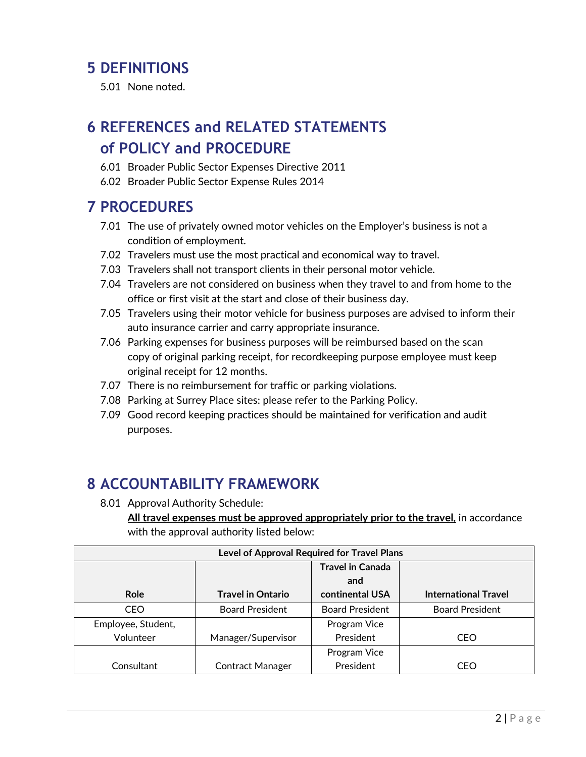# 5 DEFINITIONS

5.01 None noted.

# 6 REFERENCES and RELATED STATEMENTS of POLICY and PROCEDURE

6.01 Broader Public Sector Expenses Directive 2011

6.02 Broader Public Sector Expense Rules 2014

# 7 PROCEDURES

7.01 The use of privately owned motor vehicles on the Employer's business is not a condition of employment.

7.02 Travelers must use the most practical and economical way to travel.

7.03 Travelers shall not transport clients in their personal motor vehicle.

7.04 Travelers are not considered on business when they travel to and from home to the office or first visit at the start and close of their business day.

7.05 Travelers using their motor vehicle for business purposes are advised to inform their auto insurance carrier and carry appropriate insurance.

7.06 Parking expenses for business purposes will be reimbursed based on the scan copy of original parking receipt, for recordkeeping purpose employee must keep original receipt for 12 months.

7.07 There is no reimbursement for traffic or parking violations.

7.08 Parking at Surrey Place sites: please refer to the Parking Policy.

7.09 Good record keeping practices should be maintained for verification and audit purposes.

# 8 ACCOUNTABILITY FRAMEWORK

8.01 Approval Authority Schedule:
**All travel expenses must be approved appropriately prior to the travel,** in accordance with the approval authority listed below:

| Level of Approval Required for Travel Plans | | | |
|---|---|---|---|
| **Role** | **Travel in Ontario** | **Travel in Canada and continental USA** | **International Travel** |
| CEO | Board President | Board President | Board President |
| Employee, Student, Volunteer | Manager/Supervisor | Program Vice President | CEO |
| Consultant | Contract Manager | Program Vice President | CEO |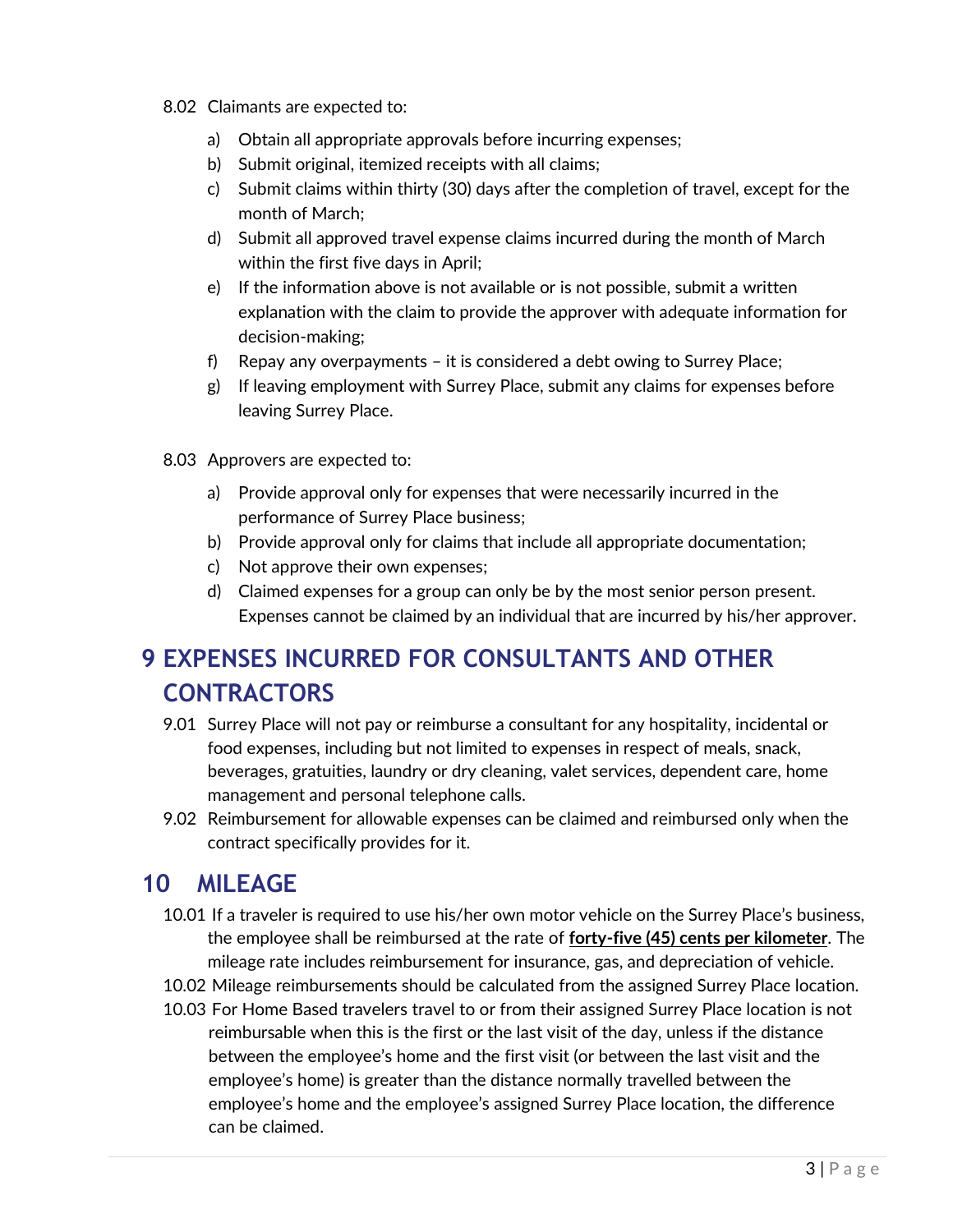8.02 Claimants are expected to:

a) Obtain all appropriate approvals before incurring expenses;
b) Submit original, itemized receipts with all claims;
c) Submit claims within thirty (30) days after the completion of travel, except for the month of March;
d) Submit all approved travel expense claims incurred during the month of March within the first five days in April;
e) If the information above is not available or is not possible, submit a written explanation with the claim to provide the approver with adequate information for decision-making;
f) Repay any overpayments – it is considered a debt owing to Surrey Place;
g) If leaving employment with Surrey Place, submit any claims for expenses before leaving Surrey Place.

8.03 Approvers are expected to:

a) Provide approval only for expenses that were necessarily incurred in the performance of Surrey Place business;
b) Provide approval only for claims that include all appropriate documentation;
c) Not approve their own expenses;
d) Claimed expenses for a group can only be by the most senior person present. Expenses cannot be claimed by an individual that are incurred by his/her approver.

# 9 EXPENSES INCURRED FOR CONSULTANTS AND OTHER CONTRACTORS

9.01 Surrey Place will not pay or reimburse a consultant for any hospitality, incidental or food expenses, including but not limited to expenses in respect of meals, snack, beverages, gratuities, laundry or dry cleaning, valet services, dependent care, home management and personal telephone calls.

9.02 Reimbursement for allowable expenses can be claimed and reimbursed only when the contract specifically provides for it.

# 10 MILEAGE

10.01 If a traveler is required to use his/her own motor vehicle on the Surrey Place's business, the employee shall be reimbursed at the rate of **forty-five (45) cents per kilometer**. The mileage rate includes reimbursement for insurance, gas, and depreciation of vehicle.

10.02 Mileage reimbursements should be calculated from the assigned Surrey Place location.

10.03 For Home Based travelers travel to or from their assigned Surrey Place location is not reimbursable when this is the first or the last visit of the day, unless if the distance between the employee's home and the first visit (or between the last visit and the employee's home) is greater than the distance normally travelled between the employee's home and the employee's assigned Surrey Place location, the difference can be claimed.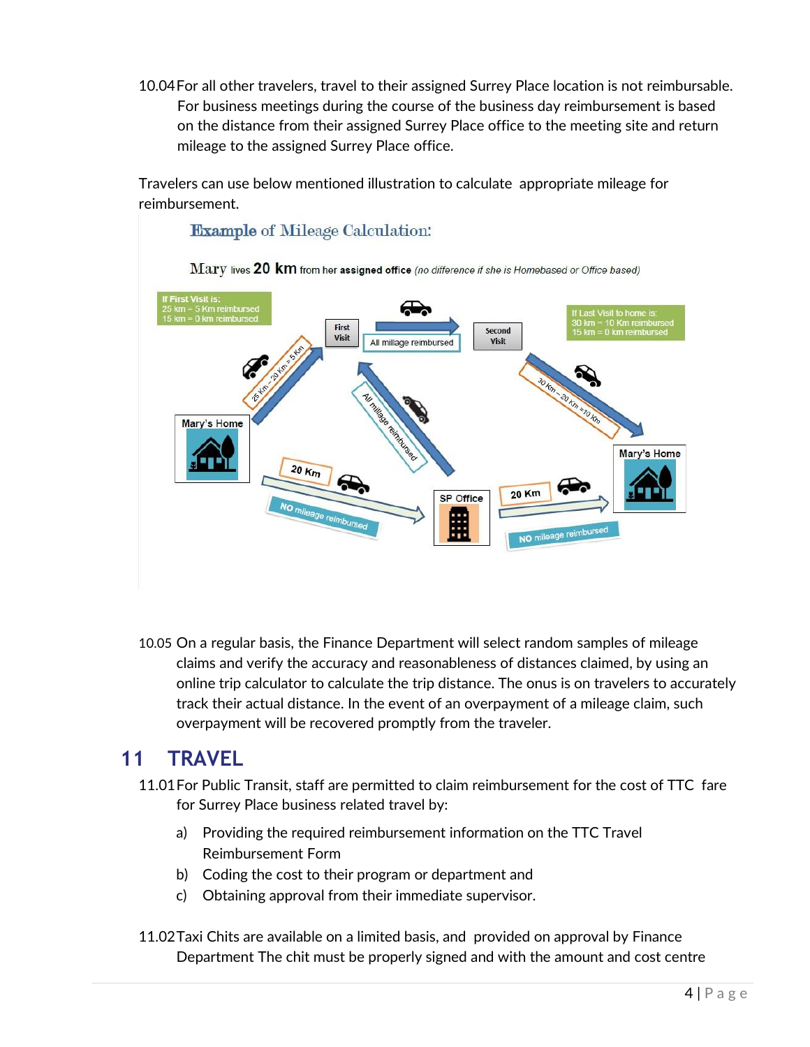10.04 For all other travelers, travel to their assigned Surrey Place location is not reimbursable. For business meetings during the course of the business day reimbursement is based on the distance from their assigned Surrey Place office to the meeting site and return mileage to the assigned Surrey Place office.

Travelers can use below mentioned illustration to calculate appropriate mileage for reimbursement.

**Example of Mileage Calculation:**

Mary lives **20 km** from her **assigned office** *(no difference if she is Homebased or Office based)*

If First Visit is:
25 km = 5 Km reimbursed
15 km = 0 km reimbursed

First Visit

All millage reimbursed

Second Visit

If Last Visit to home is:
30 km = 10 Km reimbursed
15 km = 0 km reimbursed

25 Km – 20 Km = 5 Km

All millage reimbursed

30 Km – 20 Km = 10 Km

Mary's Home

Mary's Home

20 Km

NO mileage reimbursed

SP Office

20 Km

NO mileage reimbursed

10.05 On a regular basis, the Finance Department will select random samples of mileage claims and verify the accuracy and reasonableness of distances claimed, by using an online trip calculator to calculate the trip distance. The onus is on travelers to accurately track their actual distance. In the event of an overpayment of a mileage claim, such overpayment will be recovered promptly from the traveler.

# 11 TRAVEL

11.01 For Public Transit, staff are permitted to claim reimbursement for the cost of TTC fare for Surrey Place business related travel by:

a) Providing the required reimbursement information on the TTC Travel Reimbursement Form
b) Coding the cost to their program or department and
c) Obtaining approval from their immediate supervisor.

11.02 Taxi Chits are available on a limited basis, and provided on approval by Finance Department The chit must be properly signed and with the amount and cost centre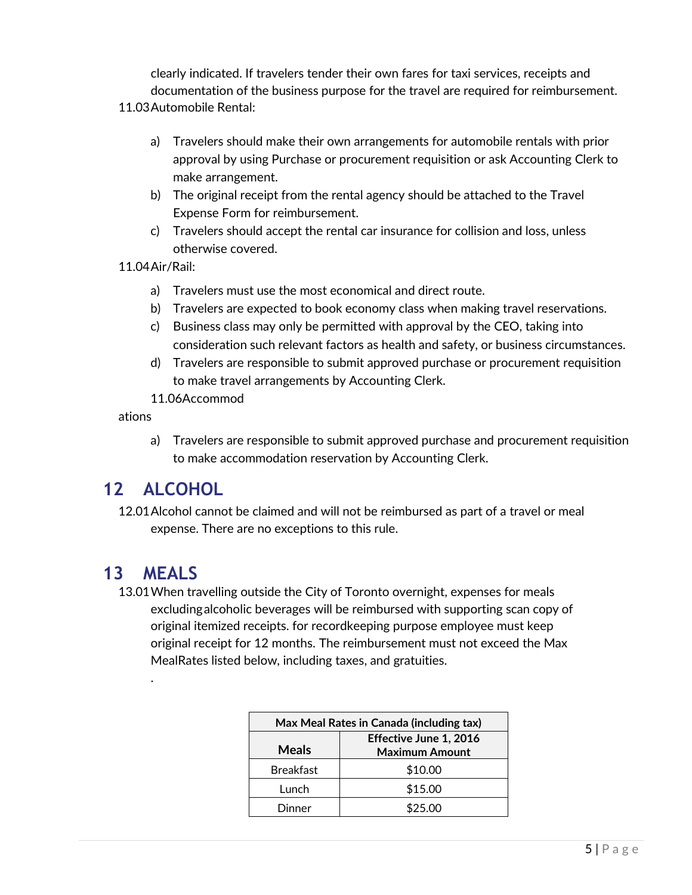clearly indicated. If travelers tender their own fares for taxi services, receipts and documentation of the business purpose for the travel are required for reimbursement.

11.03 Automobile Rental:

a) Travelers should make their own arrangements for automobile rentals with prior approval by using Purchase or procurement requisition or ask Accounting Clerk to make arrangement.
b) The original receipt from the rental agency should be attached to the Travel Expense Form for reimbursement.
c) Travelers should accept the rental car insurance for collision and loss, unless otherwise covered.

11.04 Air/Rail:

a) Travelers must use the most economical and direct route.
b) Travelers are expected to book economy class when making travel reservations.
c) Business class may only be permitted with approval by the CEO, taking into consideration such relevant factors as health and safety, or business circumstances.
d) Travelers are responsible to submit approved purchase or procurement requisition to make travel arrangements by Accounting Clerk.

11.06 Accommodations

a) Travelers are responsible to submit approved purchase and procurement requisition to make accommodation reservation by Accounting Clerk.

# 12 ALCOHOL

12.01 Alcohol cannot be claimed and will not be reimbursed as part of a travel or meal expense. There are no exceptions to this rule.

# 13 MEALS

13.01 When travelling outside the City of Toronto overnight, expenses for meals excluding alcoholic beverages will be reimbursed with supporting scan copy of original itemized receipts. for recordkeeping purpose employee must keep original receipt for 12 months. The reimbursement must not exceed the Max MealRates listed below, including taxes, and gratuities.

.

| Max Meal Rates in Canada (including tax) | |
|---|---|
| Meals | Effective June 1, 2016 Maximum Amount |
| Breakfast | $10.00 |
| Lunch | $15.00 |
| Dinner | $25.00 |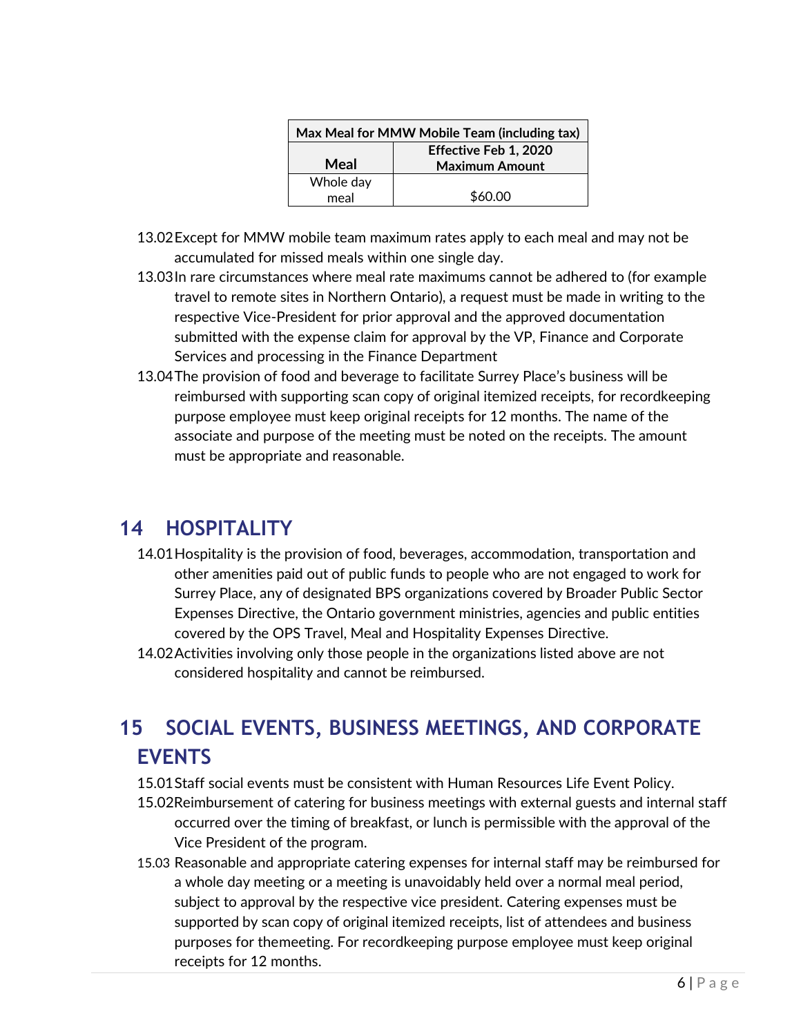| Max Meal for MMW Mobile Team (including tax) | |
|---|---|
| **Meal** | **Effective Feb 1, 2020 Maximum Amount** |
| Whole day meal | $60.00 |

13.02 Except for MMW mobile team maximum rates apply to each meal and may not be accumulated for missed meals within one single day.

13.03 In rare circumstances where meal rate maximums cannot be adhered to (for example travel to remote sites in Northern Ontario), a request must be made in writing to the respective Vice-President for prior approval and the approved documentation submitted with the expense claim for approval by the VP, Finance and Corporate Services and processing in the Finance Department

13.04 The provision of food and beverage to facilitate Surrey Place's business will be reimbursed with supporting scan copy of original itemized receipts, for recordkeeping purpose employee must keep original receipts for 12 months. The name of the associate and purpose of the meeting must be noted on the receipts. The amount must be appropriate and reasonable.

# 14 HOSPITALITY

14.01 Hospitality is the provision of food, beverages, accommodation, transportation and other amenities paid out of public funds to people who are not engaged to work for Surrey Place, any of designated BPS organizations covered by Broader Public Sector Expenses Directive, the Ontario government ministries, agencies and public entities covered by the OPS Travel, Meal and Hospitality Expenses Directive.

14.02 Activities involving only those people in the organizations listed above are not considered hospitality and cannot be reimbursed.

# 15 SOCIAL EVENTS, BUSINESS MEETINGS, AND CORPORATE EVENTS

15.01 Staff social events must be consistent with Human Resources Life Event Policy.

15.02 Reimbursement of catering for business meetings with external guests and internal staff occurred over the timing of breakfast, or lunch is permissible with the approval of the Vice President of the program.

15.03 Reasonable and appropriate catering expenses for internal staff may be reimbursed for a whole day meeting or a meeting is unavoidably held over a normal meal period, subject to approval by the respective vice president. Catering expenses must be supported by scan copy of original itemized receipts, list of attendees and business purposes for themeeting. For recordkeeping purpose employee must keep original receipts for 12 months.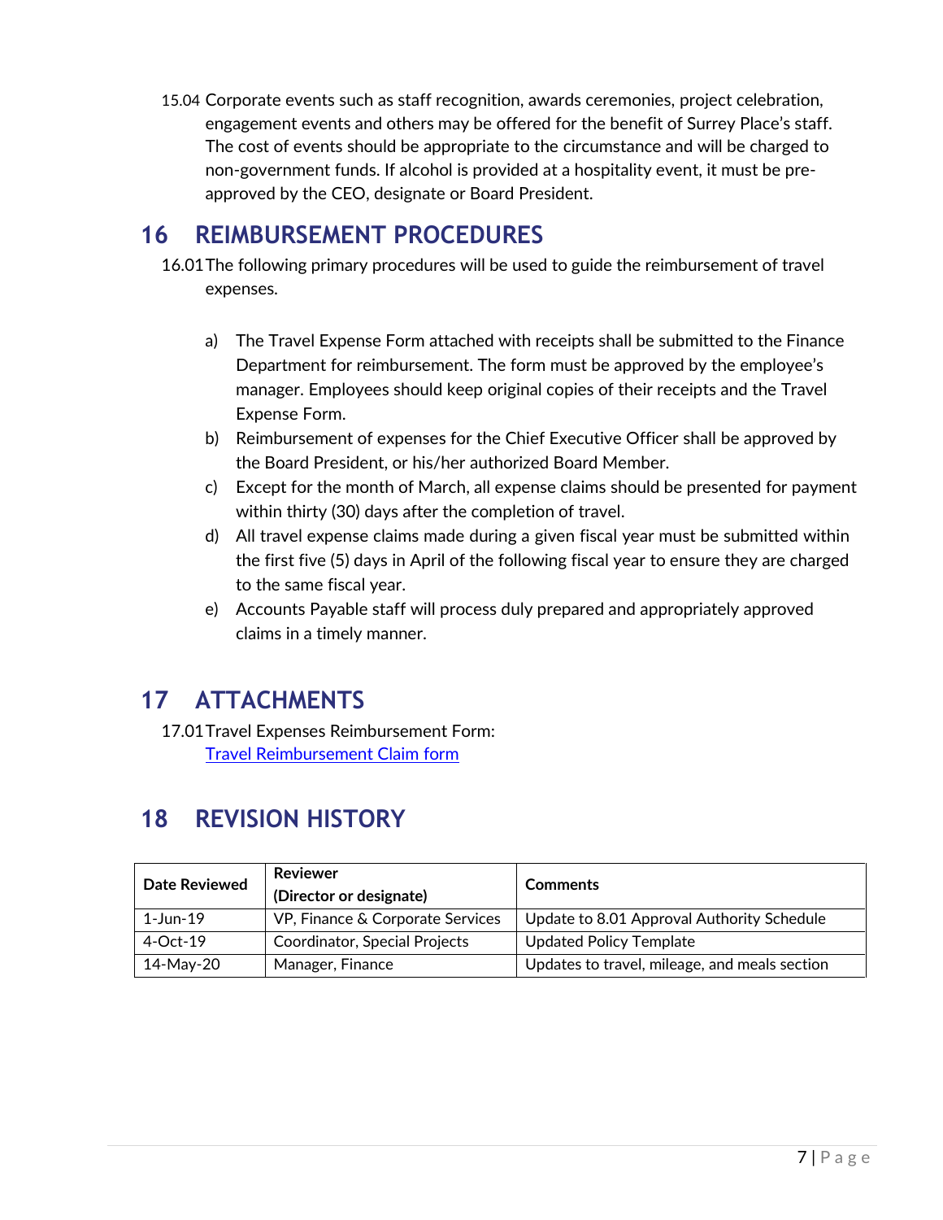15.04 Corporate events such as staff recognition, awards ceremonies, project celebration, engagement events and others may be offered for the benefit of Surrey Place's staff. The cost of events should be appropriate to the circumstance and will be charged to non-government funds. If alcohol is provided at a hospitality event, it must be pre-approved by the CEO, designate or Board President.

# 16 REIMBURSEMENT PROCEDURES

16.01 The following primary procedures will be used to guide the reimbursement of travel expenses.

a) The Travel Expense Form attached with receipts shall be submitted to the Finance Department for reimbursement. The form must be approved by the employee's manager. Employees should keep original copies of their receipts and the Travel Expense Form.

b) Reimbursement of expenses for the Chief Executive Officer shall be approved by the Board President, or his/her authorized Board Member.

c) Except for the month of March, all expense claims should be presented for payment within thirty (30) days after the completion of travel.

d) All travel expense claims made during a given fiscal year must be submitted within the first five (5) days in April of the following fiscal year to ensure they are charged to the same fiscal year.

e) Accounts Payable staff will process duly prepared and appropriately approved claims in a timely manner.

# 17 ATTACHMENTS

17.01 Travel Expenses Reimbursement Form: [Travel Reimbursement Claim form]

# 18 REVISION HISTORY

| Date Reviewed | Reviewer (Director or designate) | Comments |
|---|---|---|
| 1-Jun-19 | VP, Finance & Corporate Services | Update to 8.01 Approval Authority Schedule |
| 4-Oct-19 | Coordinator, Special Projects | Updated Policy Template |
| 14-May-20 | Manager, Finance | Updates to travel, mileage, and meals section |